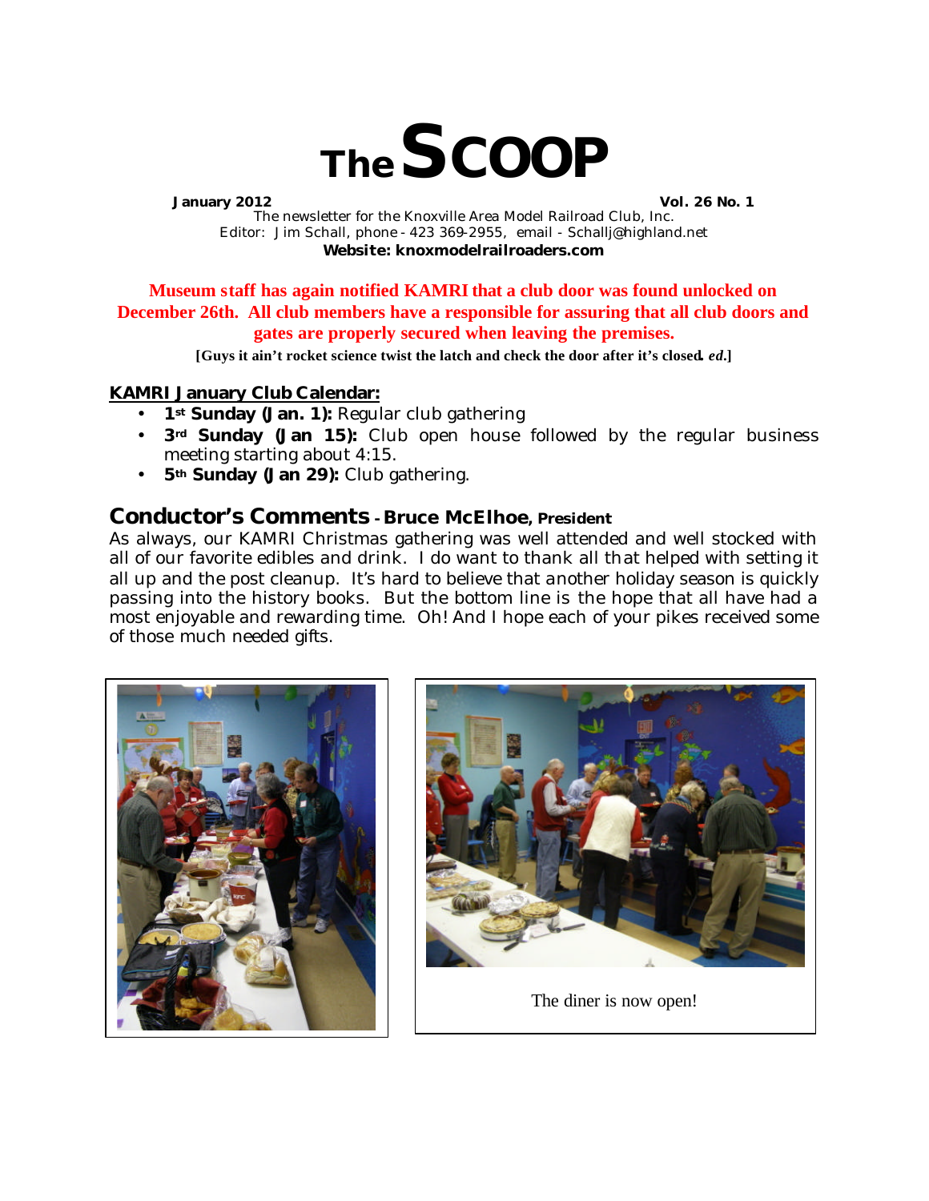# The SCOOP

**January 2012** **Vol. 26 No. 1**

The newsletter for the Knoxville Area Model Railroad Club, Inc.
Editor: Jim Schall, phone - 423 369-2955, email - Schallj@highland.net
**Website: knoxmodelrailroaders.com**

**Museum staff has again notified KAMRI that a club door was found unlocked on December 26th. All club members have a responsible for assuring that all club doors and gates are properly secured when leaving the premises.**

**[Guys it ain't rocket science twist the latch and check the door after it's closed. *ed.*]**

**KAMRI January Club Calendar:**

- **1st Sunday (Jan. 1):** Regular club gathering
- **3rd Sunday (Jan 15):** Club open house followed by the regular business meeting starting about 4:15.
- **5th Sunday (Jan 29):** Club gathering.

## Conductor's Comments - Bruce McElhoe, President

As always, our KAMRI Christmas gathering was well attended and well stocked with all of our favorite edibles and drink. I do want to thank all that helped with setting it all up and the post cleanup. It's hard to believe that another holiday season is quickly passing into the history books. But the bottom line is the hope that all have had a most enjoyable and rewarding time. Oh! And I hope each of your pikes received some of those much needed gifts.

The diner is now open!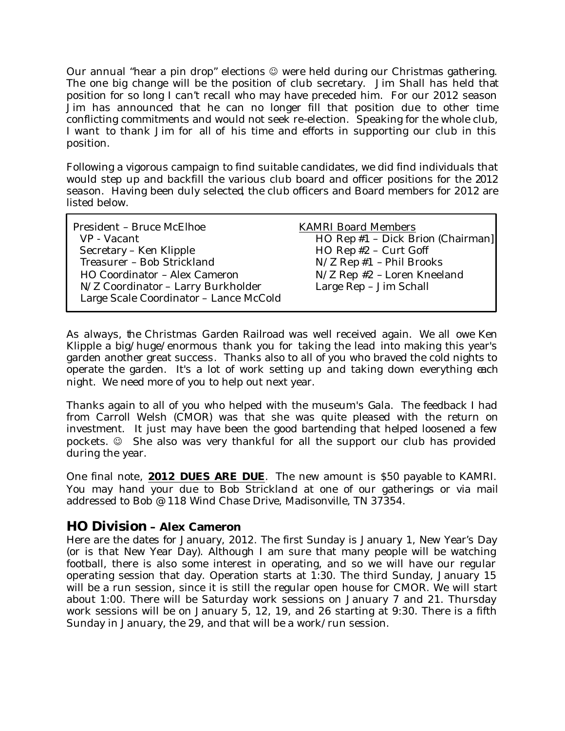Our annual "hear a pin drop" elections ☺ were held during our Christmas gathering. The one big change will be the position of club secretary. Jim Shall has held that position for so long I can't recall who may have preceded him. For our 2012 season Jim has announced that he can no longer fill that position due to other time conflicting commitments and would not seek re-election. Speaking for the whole club, I want to thank Jim for all of his time and efforts in supporting our club in this position.

Following a vigorous campaign to find suitable candidates, we did find individuals that would step up and backfill the various club board and officer positions for the 2012 season. Having been duly selected, the club officers and Board members for 2012 are listed below.

President – Bruce McElhoe
- VP - Vacant
- Secretary – Ken Klipple
- Treasurer – Bob Strickland
- HO Coordinator – Alex Cameron
- N/Z Coordinator – Larry Burkholder
- Large Scale Coordinator – Lance McCold

KAMRI Board Members
- HO Rep #1 – Dick Brion (Chairman)
- HO Rep #2 – Curt Goff
- N/Z Rep #1 – Phil Brooks
- N/Z Rep #2 – Loren Kneeland
- Large Rep – Jim Schall

As always, the Christmas Garden Railroad was well received again. We all owe Ken Klipple a big/huge/enormous thank you for taking the lead into making this year's garden another great success. Thanks also to all of you who braved the cold nights to operate the garden. It's a lot of work setting up and taking down everything each night. We need more of you to help out next year.

Thanks again to all of you who helped with the museum's Gala. The feedback I had from Carroll Welsh (CMOR) was that she was quite pleased with the return on investment. It just may have been the good bartending that helped loosened a few pockets. ☺ She also was very thankful for all the support our club has provided during the year.

One final note, **2012 DUES ARE DUE**. The new amount is $50 payable to KAMRI. You may hand your due to Bob Strickland at one of our gatherings or via mail addressed to Bob @ 118 Wind Chase Drive, Madisonville, TN 37354.

## HO Division – Alex Cameron

Here are the dates for January, 2012. The first Sunday is January 1, New Year's Day (or is that New Year Day). Although I am sure that many people will be watching football, there is also some interest in operating, and so we will have our regular operating session that day. Operation starts at 1:30. The third Sunday, January 15 will be a run session, since it is still the regular open house for CMOR. We will start about 1:00. There will be Saturday work sessions on January 7 and 21. Thursday work sessions will be on January 5, 12, 19, and 26 starting at 9:30. There is a fifth Sunday in January, the 29, and that will be a work/run session.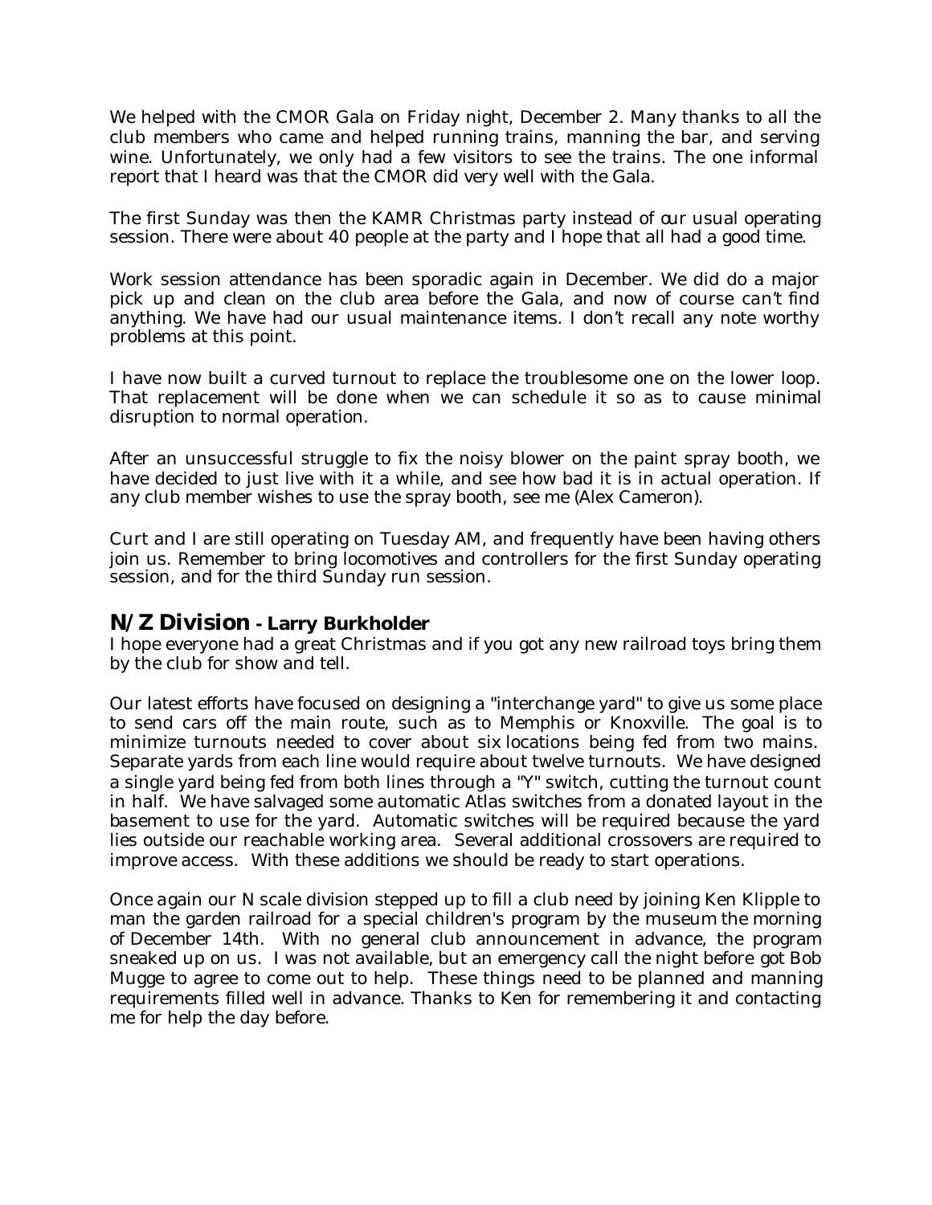We helped with the CMOR Gala on Friday night, December 2. Many thanks to all the club members who came and helped running trains, manning the bar, and serving wine. Unfortunately, we only had a few visitors to see the trains. The one informal report that I heard was that the CMOR did very well with the Gala.

The first Sunday was then the KAMR Christmas party instead of our usual operating session. There were about 40 people at the party and I hope that all had a good time.

Work session attendance has been sporadic again in December. We did do a major pick up and clean on the club area before the Gala, and now of course can't find anything. We have had our usual maintenance items. I don't recall any note worthy problems at this point.

I have now built a curved turnout to replace the troublesome one on the lower loop. That replacement will be done when we can schedule it so as to cause minimal disruption to normal operation.

After an unsuccessful struggle to fix the noisy blower on the paint spray booth, we have decided to just live with it a while, and see how bad it is in actual operation. If any club member wishes to use the spray booth, see me (Alex Cameron).

Curt and I are still operating on Tuesday AM, and frequently have been having others join us. Remember to bring locomotives and controllers for the first Sunday operating session, and for the third Sunday run session.

## N/Z Division - Larry Burkholder

I hope everyone had a great Christmas and if you got any new railroad toys bring them by the club for show and tell.

Our latest efforts have focused on designing a "interchange yard" to give us some place to send cars off the main route, such as to Memphis or Knoxville. The goal is to minimize turnouts needed to cover about six locations being fed from two mains. Separate yards from each line would require about twelve turnouts. We have designed a single yard being fed from both lines through a "Y" switch, cutting the turnout count in half. We have salvaged some automatic Atlas switches from a donated layout in the basement to use for the yard. Automatic switches will be required because the yard lies outside our reachable working area. Several additional crossovers are required to improve access. With these additions we should be ready to start operations.

Once again our N scale division stepped up to fill a club need by joining Ken Klipple to man the garden railroad for a special children's program by the museum the morning of December 14th. With no general club announcement in advance, the program sneaked up on us. I was not available, but an emergency call the night before got Bob Mugge to agree to come out to help. These things need to be planned and manning requirements filled well in advance. Thanks to Ken for remembering it and contacting me for help the day before.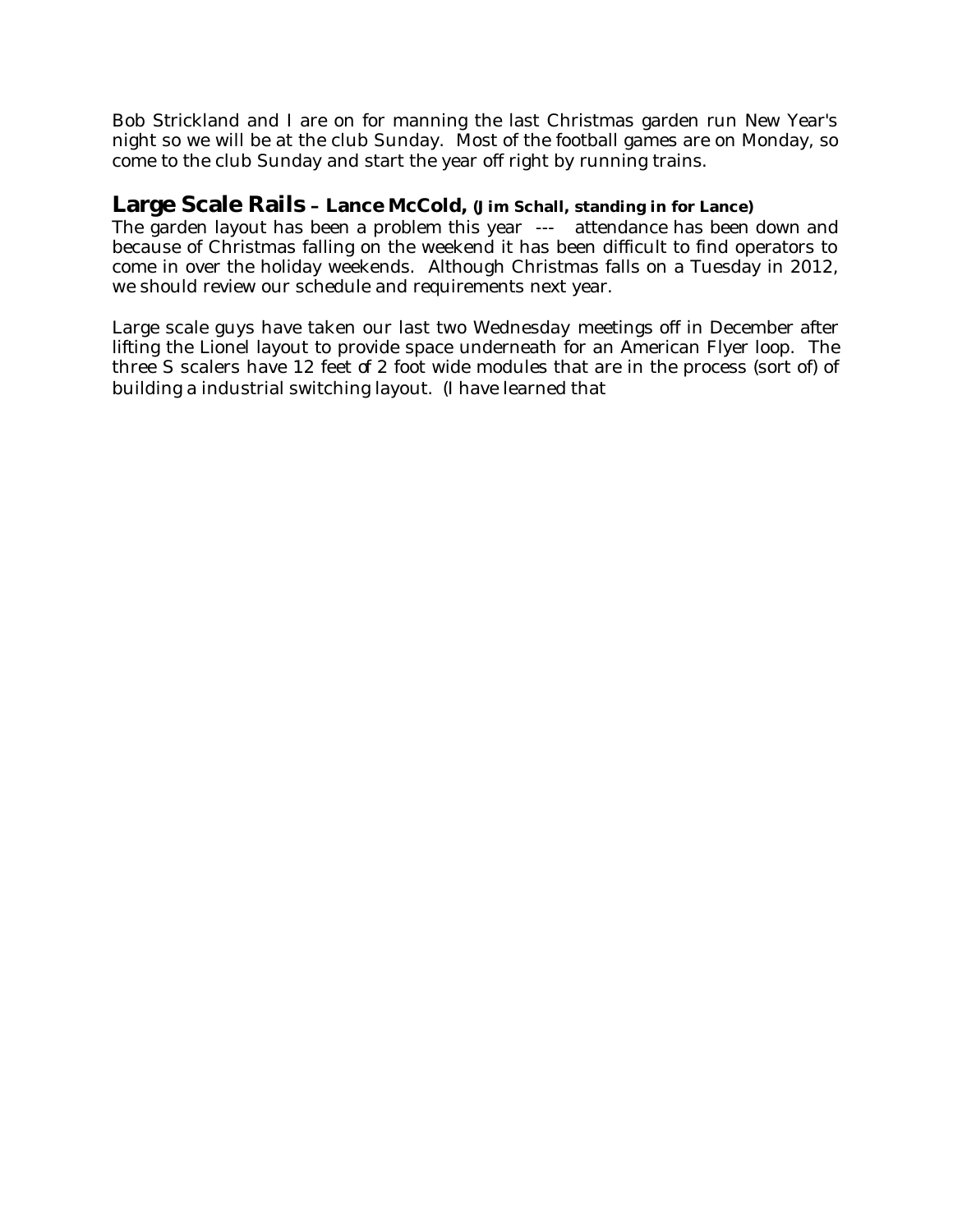Bob Strickland and I are on for manning the last Christmas garden run New Year's night so we will be at the club Sunday. Most of the football games are on Monday, so come to the club Sunday and start the year off right by running trains.

## Large Scale Rails – Lance McCold, (Jim Schall, standing in for Lance)

The garden layout has been a problem this year --- attendance has been down and because of Christmas falling on the weekend it has been difficult to find operators to come in over the holiday weekends. Although Christmas falls on a Tuesday in 2012, we should review our schedule and requirements next year.

Large scale guys have taken our last two Wednesday meetings off in December after lifting the Lionel layout to provide space underneath for an American Flyer loop. The three S scalers have 12 feet of 2 foot wide modules that are in the process (sort of) of building a industrial switching layout. (I have learned that